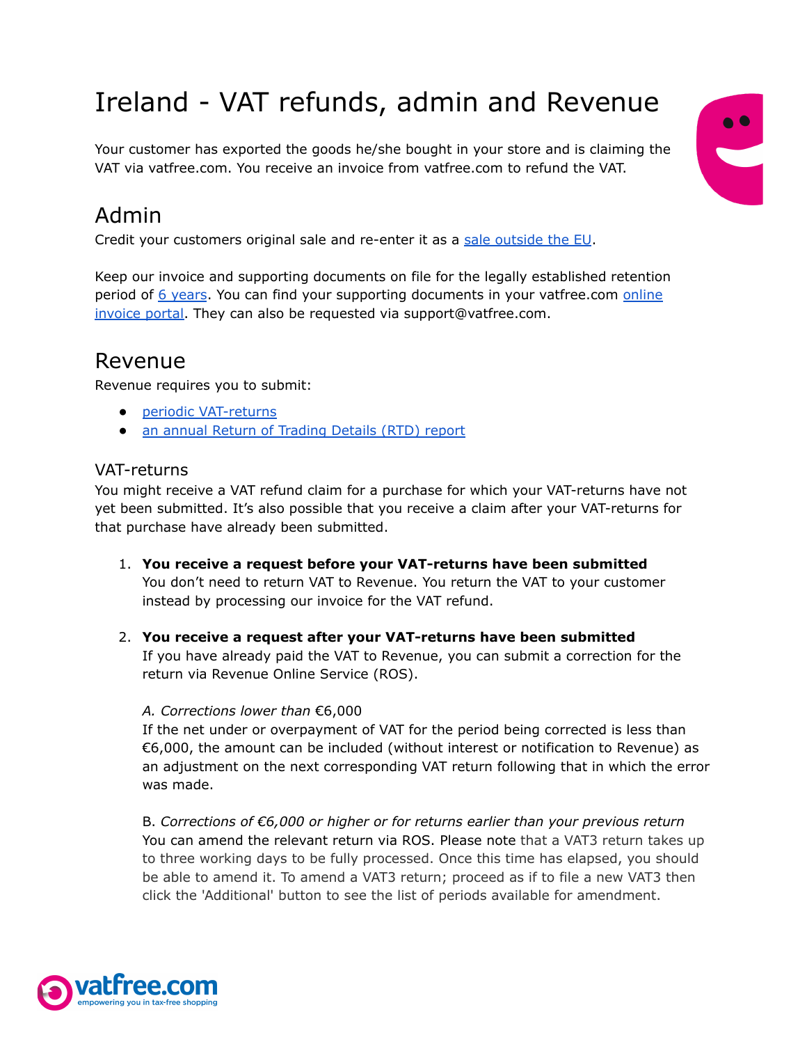# Ireland - VAT refunds, admin and Revenue

Your customer has exported the goods he/she bought in your store and is claiming the VAT via vatfree.com. You receive an invoice from vatfree.com to refund the VAT.

## Admin

Credit your customers original sale and re-enter it as a sale outside the EU.

Keep our invoice and supporting documents on file for the legally established retention period of 6 years. You can find your supporting documents in your vatfree.com online invoice portal. They can also be requested via support@vatfree.com.

## Revenue

Revenue requires you to submit:

- periodic VAT-returns
- an annual Return of Trading Details (RTD) report

### VAT-returns

You might receive a VAT refund claim for a purchase for which your VAT-returns have not yet been submitted. It's also possible that you receive a claim after your VAT-returns for that purchase have already been submitted.

1. **You receive a request before your VAT-returns have been submitted**
   You don't need to return VAT to Revenue. You return the VAT to your customer instead by processing our invoice for the VAT refund.

2. **You receive a request after your VAT-returns have been submitted**
   If you have already paid the VAT to Revenue, you can submit a correction for the return via Revenue Online Service (ROS).

   *A. Corrections lower than* €6,000
   If the net under or overpayment of VAT for the period being corrected is less than €6,000, the amount can be included (without interest or notification to Revenue) as an adjustment on the next corresponding VAT return following that in which the error was made.

   B. *Corrections of €6,000 or higher or for returns earlier than your previous return*
   You can amend the relevant return via ROS. Please note that a VAT3 return takes up to three working days to be fully processed. Once this time has elapsed, you should be able to amend it. To amend a VAT3 return; proceed as if to file a new VAT3 then click the 'Additional' button to see the list of periods available for amendment.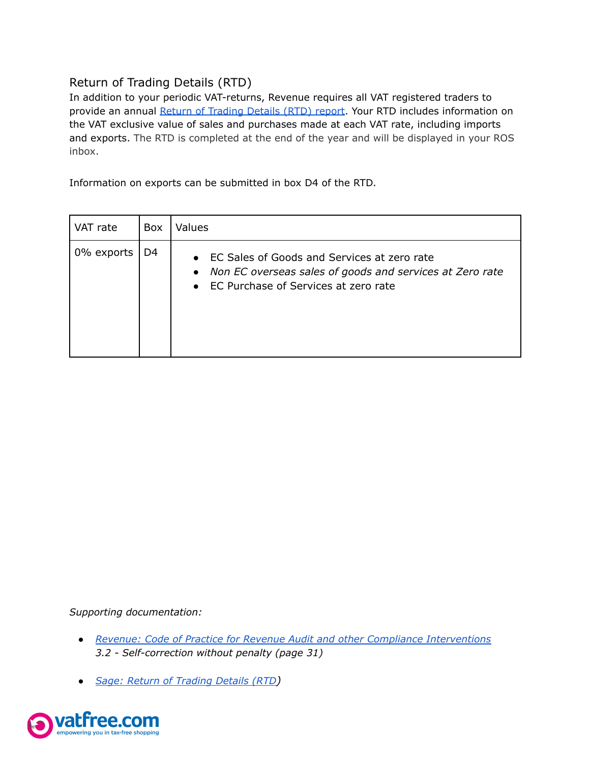## Return of Trading Details (RTD)

In addition to your periodic VAT-returns, Revenue requires all VAT registered traders to provide an annual Return of Trading Details (RTD) report. Your RTD includes information on the VAT exclusive value of sales and purchases made at each VAT rate, including imports and exports. The RTD is completed at the end of the year and will be displayed in your ROS inbox.

Information on exports can be submitted in box D4 of the RTD.

| VAT rate | Box | Values |
|---|---|---|
| 0% exports | D4 | • EC Sales of Goods and Services at zero rate<br>• *Non EC overseas sales of goods and services at Zero rate*<br>• EC Purchase of Services at zero rate |

*Supporting documentation:*

- *Revenue: Code of Practice for Revenue Audit and other Compliance Interventions 3.2 - Self-correction without penalty (page 31)*
- *Sage: Return of Trading Details (RTD)*